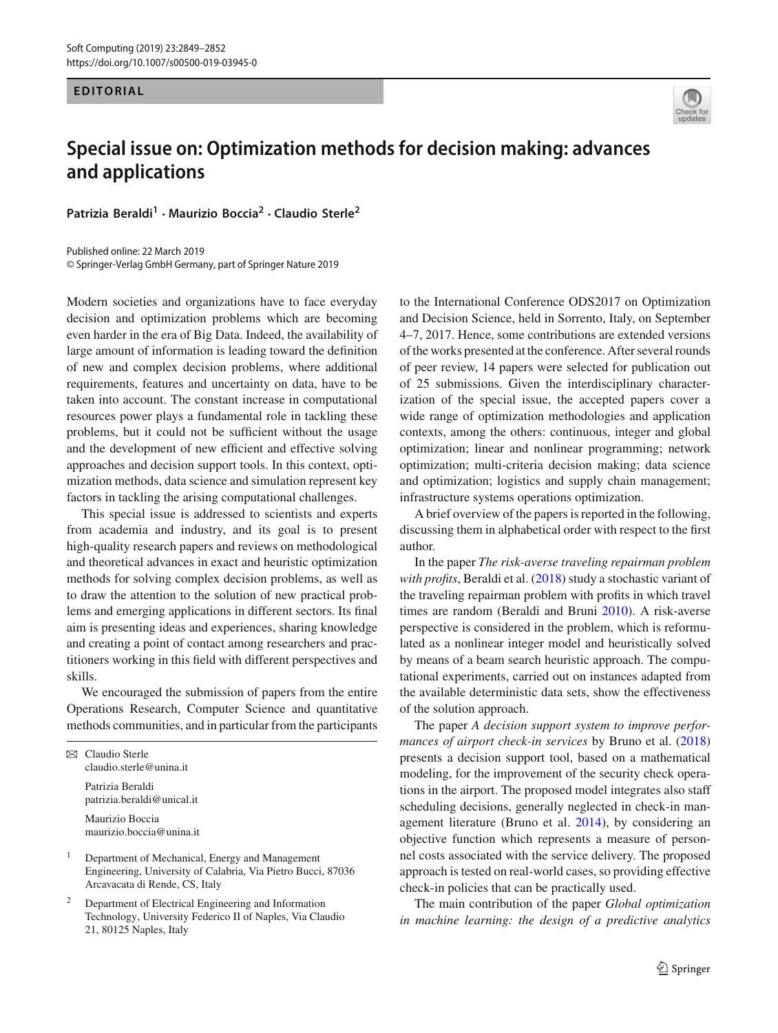EDITORIAL

# Special issue on: Optimization methods for decision making: advances and applications

**Patrizia Beraldi[1] · Maurizio Boccia[2] · Claudio Sterle[2]**

Published online: 22 March 2019
© Springer-Verlag GmbH Germany, part of Springer Nature 2019

Modern societies and organizations have to face everyday decision and optimization problems which are becoming even harder in the era of Big Data. Indeed, the availability of large amount of information is leading toward the definition of new and complex decision problems, where additional requirements, features and uncertainty on data, have to be taken into account. The constant increase in computational resources power plays a fundamental role in tackling these problems, but it could not be sufficient without the usage and the development of new efficient and effective solving approaches and decision support tools. In this context, optimization methods, data science and simulation represent key factors in tackling the arising computational challenges.

This special issue is addressed to scientists and experts from academia and industry, and its goal is to present high-quality research papers and reviews on methodological and theoretical advances in exact and heuristic optimization methods for solving complex decision problems, as well as to draw the attention to the solution of new practical problems and emerging applications in different sectors. Its final aim is presenting ideas and experiences, sharing knowledge and creating a point of contact among researchers and practitioners working in this field with different perspectives and skills.

We encouraged the submission of papers from the entire Operations Research, Computer Science and quantitative methods communities, and in particular from the participants to the International Conference ODS2017 on Optimization and Decision Science, held in Sorrento, Italy, on September 4–7, 2017. Hence, some contributions are extended versions of the works presented at the conference. After several rounds of peer review, 14 papers were selected for publication out of 25 submissions. Given the interdisciplinary characterization of the special issue, the accepted papers cover a wide range of optimization methodologies and application contexts, among the others: continuous, integer and global optimization; linear and nonlinear programming; network optimization; multi-criteria decision making; data science and optimization; logistics and supply chain management; infrastructure systems operations optimization.

A brief overview of the papers is reported in the following, discussing them in alphabetical order with respect to the first author.

In the paper *The risk-averse traveling repairman problem with profits*, Beraldi et al. (2018) study a stochastic variant of the traveling repairman problem with profits in which travel times are random (Beraldi and Bruni 2010). A risk-averse perspective is considered in the problem, which is reformulated as a nonlinear integer model and heuristically solved by means of a beam search heuristic approach. The computational experiments, carried out on instances adapted from the available deterministic data sets, show the effectiveness of the solution approach.

The paper *A decision support system to improve performances of airport check-in services* by Bruno et al. (2018) presents a decision support tool, based on a mathematical modeling, for the improvement of the security check operations in the airport. The proposed model integrates also staff scheduling decisions, generally neglected in check-in management literature (Bruno et al. 2014), by considering an objective function which represents a measure of personnel costs associated with the service delivery. The proposed approach is tested on real-world cases, so providing effective check-in policies that can be practically used.

The main contribution of the paper *Global optimization in machine learning: the design of a predictive analytics*

✉ Claudio Sterle
claudio.sterle@unina.it

Patrizia Beraldi
patrizia.beraldi@unical.it

Maurizio Boccia
maurizio.boccia@unina.it

1 Department of Mechanical, Energy and Management Engineering, University of Calabria, Via Pietro Bucci, 87036 Arcavacata di Rende, CS, Italy

2 Department of Electrical Engineering and Information Technology, University Federico II of Naples, Via Claudio 21, 80125 Naples, Italy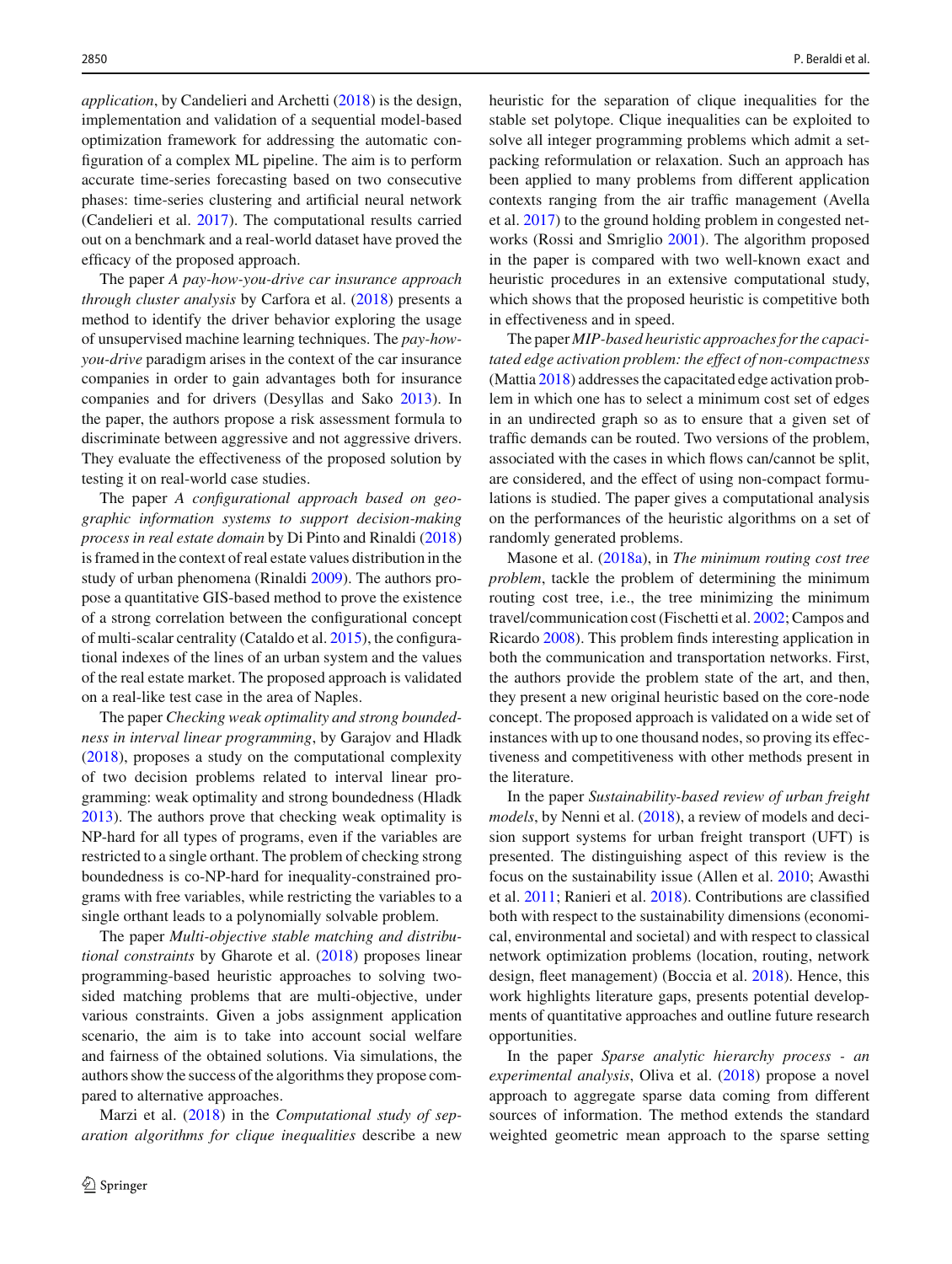*application*, by Candelieri and Archetti (2018) is the design, implementation and validation of a sequential model-based optimization framework for addressing the automatic configuration of a complex ML pipeline. The aim is to perform accurate time-series forecasting based on two consecutive phases: time-series clustering and artificial neural network (Candelieri et al. 2017). The computational results carried out on a benchmark and a real-world dataset have proved the efficacy of the proposed approach.

The paper *A pay-how-you-drive car insurance approach through cluster analysis* by Carfora et al. (2018) presents a method to identify the driver behavior exploring the usage of unsupervised machine learning techniques. The *pay-how-you-drive* paradigm arises in the context of the car insurance companies in order to gain advantages both for insurance companies and for drivers (Desyllas and Sako 2013). In the paper, the authors propose a risk assessment formula to discriminate between aggressive and not aggressive drivers. They evaluate the effectiveness of the proposed solution by testing it on real-world case studies.

The paper *A configurational approach based on geographic information systems to support decision-making process in real estate domain* by Di Pinto and Rinaldi (2018) is framed in the context of real estate values distribution in the study of urban phenomena (Rinaldi 2009). The authors propose a quantitative GIS-based method to prove the existence of a strong correlation between the configurational concept of multi-scalar centrality (Cataldo et al. 2015), the configurational indexes of the lines of an urban system and the values of the real estate market. The proposed approach is validated on a real-like test case in the area of Naples.

The paper *Checking weak optimality and strong boundedness in interval linear programming*, by Garajov and Hladk (2018), proposes a study on the computational complexity of two decision problems related to interval linear programming: weak optimality and strong boundedness (Hladk 2013). The authors prove that checking weak optimality is NP-hard for all types of programs, even if the variables are restricted to a single orthant. The problem of checking strong boundedness is co-NP-hard for inequality-constrained programs with free variables, while restricting the variables to a single orthant leads to a polynomially solvable problem.

The paper *Multi-objective stable matching and distributional constraints* by Gharote et al. (2018) proposes linear programming-based heuristic approaches to solving two-sided matching problems that are multi-objective, under various constraints. Given a jobs assignment application scenario, the aim is to take into account social welfare and fairness of the obtained solutions. Via simulations, the authors show the success of the algorithms they propose compared to alternative approaches.

Marzi et al. (2018) in the *Computational study of separation algorithms for clique inequalities* describe a new heuristic for the separation of clique inequalities for the stable set polytope. Clique inequalities can be exploited to solve all integer programming problems which admit a set-packing reformulation or relaxation. Such an approach has been applied to many problems from different application contexts ranging from the air traffic management (Avella et al. 2017) to the ground holding problem in congested networks (Rossi and Smriglio 2001). The algorithm proposed in the paper is compared with two well-known exact and heuristic procedures in an extensive computational study, which shows that the proposed heuristic is competitive both in effectiveness and in speed.

The paper *MIP-based heuristic approaches for the capacitated edge activation problem: the effect of non-compactness* (Mattia 2018) addresses the capacitated edge activation problem in which one has to select a minimum cost set of edges in an undirected graph so as to ensure that a given set of traffic demands can be routed. Two versions of the problem, associated with the cases in which flows can/cannot be split, are considered, and the effect of using non-compact formulations is studied. The paper gives a computational analysis on the performances of the heuristic algorithms on a set of randomly generated problems.

Masone et al. (2018a), in *The minimum routing cost tree problem*, tackle the problem of determining the minimum routing cost tree, i.e., the tree minimizing the minimum travel/communication cost (Fischetti et al. 2002; Campos and Ricardo 2008). This problem finds interesting application in both the communication and transportation networks. First, the authors provide the problem state of the art, and then, they present a new original heuristic based on the core-node concept. The proposed approach is validated on a wide set of instances with up to one thousand nodes, so proving its effectiveness and competitiveness with other methods present in the literature.

In the paper *Sustainability-based review of urban freight models*, by Nenni et al. (2018), a review of models and decision support systems for urban freight transport (UFT) is presented. The distinguishing aspect of this review is the focus on the sustainability issue (Allen et al. 2010; Awasthi et al. 2011; Ranieri et al. 2018). Contributions are classified both with respect to the sustainability dimensions (economical, environmental and societal) and with respect to classical network optimization problems (location, routing, network design, fleet management) (Boccia et al. 2018). Hence, this work highlights literature gaps, presents potential developments of quantitative approaches and outline future research opportunities.

In the paper *Sparse analytic hierarchy process - an experimental analysis*, Oliva et al. (2018) propose a novel approach to aggregate sparse data coming from different sources of information. The method extends the standard weighted geometric mean approach to the sparse setting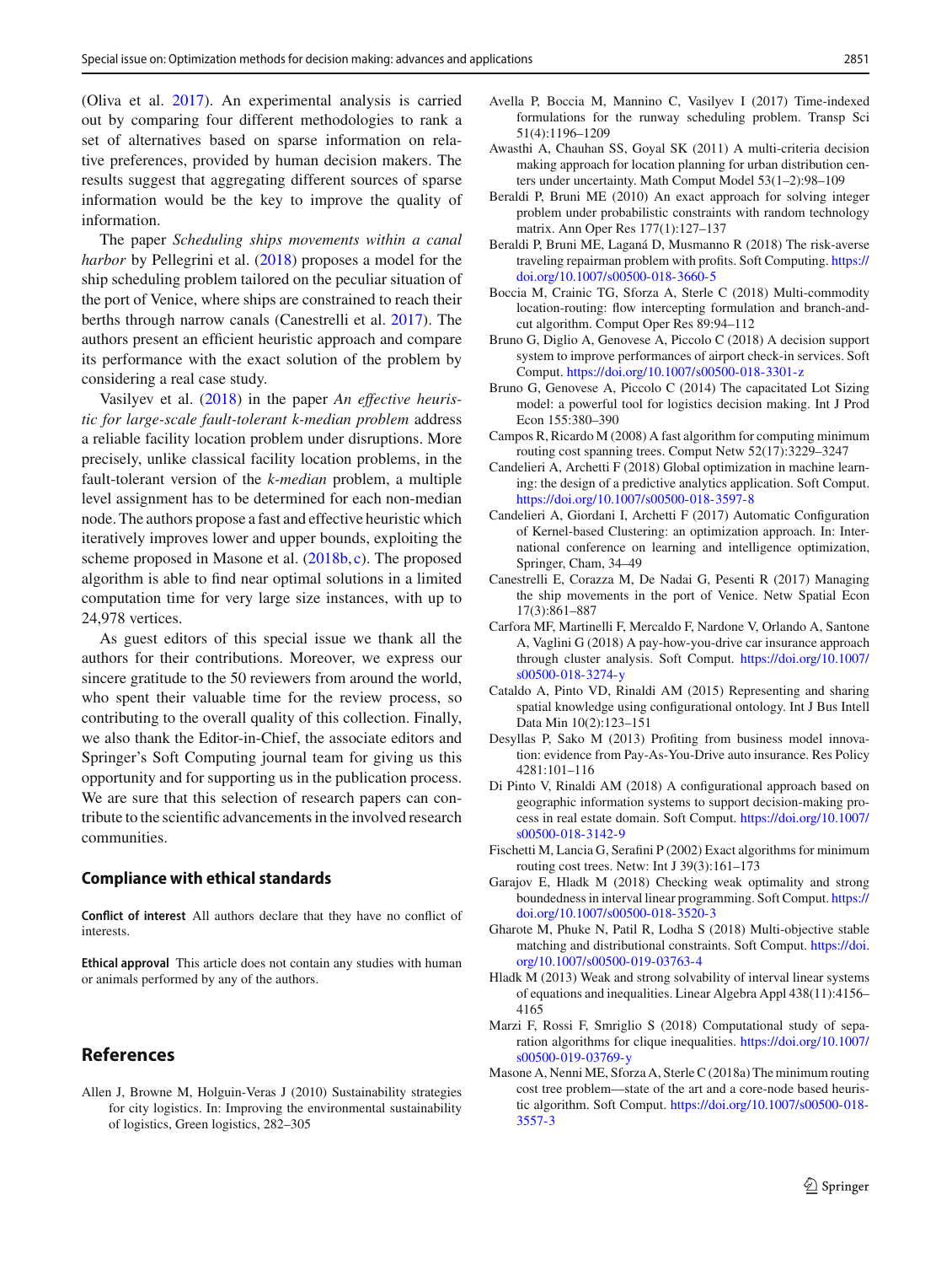(Oliva et al. 2017). An experimental analysis is carried out by comparing four different methodologies to rank a set of alternatives based on sparse information on relative preferences, provided by human decision makers. The results suggest that aggregating different sources of sparse information would be the key to improve the quality of information.

The paper *Scheduling ships movements within a canal harbor* by Pellegrini et al. (2018) proposes a model for the ship scheduling problem tailored on the peculiar situation of the port of Venice, where ships are constrained to reach their berths through narrow canals (Canestrelli et al. 2017). The authors present an efficient heuristic approach and compare its performance with the exact solution of the problem by considering a real case study.

Vasilyev et al. (2018) in the paper *An effective heuristic for large-scale fault-tolerant k-median problem* address a reliable facility location problem under disruptions. More precisely, unlike classical facility location problems, in the fault-tolerant version of the *k-median* problem, a multiple level assignment has to be determined for each non-median node. The authors propose a fast and effective heuristic which iteratively improves lower and upper bounds, exploiting the scheme proposed in Masone et al. (2018b, c). The proposed algorithm is able to find near optimal solutions in a limited computation time for very large size instances, with up to 24,978 vertices.

As guest editors of this special issue we thank all the authors for their contributions. Moreover, we express our sincere gratitude to the 50 reviewers from around the world, who spent their valuable time for the review process, so contributing to the overall quality of this collection. Finally, we also thank the Editor-in-Chief, the associate editors and Springer's Soft Computing journal team for giving us this opportunity and for supporting us in the publication process. We are sure that this selection of research papers can contribute to the scientific advancements in the involved research communities.

## Compliance with ethical standards

**Conflict of interest** All authors declare that they have no conflict of interests.

**Ethical approval** This article does not contain any studies with human or animals performed by any of the authors.

## References

Allen J, Browne M, Holguin-Veras J (2010) Sustainability strategies for city logistics. In: Improving the environmental sustainability of logistics, Green logistics, 282–305

Avella P, Boccia M, Mannino C, Vasilyev I (2017) Time-indexed formulations for the runway scheduling problem. Transp Sci 51(4):1196–1209

Awasthi A, Chauhan SS, Goyal SK (2011) A multi-criteria decision making approach for location planning for urban distribution centers under uncertainty. Math Comput Model 53(1–2):98–109

Beraldi P, Bruni ME (2010) An exact approach for solving integer problem under probabilistic constraints with random technology matrix. Ann Oper Res 177(1):127–137

Beraldi P, Bruni ME, Laganá D, Musmanno R (2018) The risk-averse traveling repairman problem with profits. Soft Computing. https://doi.org/10.1007/s00500-018-3660-5

Boccia M, Crainic TG, Sforza A, Sterle C (2018) Multi-commodity location-routing: flow intercepting formulation and branch-and-cut algorithm. Comput Oper Res 89:94–112

Bruno G, Diglio A, Genovese A, Piccolo C (2018) A decision support system to improve performances of airport check-in services. Soft Comput. https://doi.org/10.1007/s00500-018-3301-z

Bruno G, Genovese A, Piccolo C (2014) The capacitated Lot Sizing model: a powerful tool for logistics decision making. Int J Prod Econ 155:380–390

Campos R, Ricardo M (2008) A fast algorithm for computing minimum routing cost spanning trees. Comput Netw 52(17):3229–3247

Candelieri A, Archetti F (2018) Global optimization in machine learning: the design of a predictive analytics application. Soft Comput. https://doi.org/10.1007/s00500-018-3597-8

Candelieri A, Giordani I, Archetti F (2017) Automatic Configuration of Kernel-based Clustering: an optimization approach. In: International conference on learning and intelligence optimization, Springer, Cham, 34–49

Canestrelli E, Corazza M, De Nadai G, Pesenti R (2017) Managing the ship movements in the port of Venice. Netw Spatial Econ 17(3):861–887

Carfora MF, Martinelli F, Mercaldo F, Nardone V, Orlando A, Santone A, Vaglini G (2018) A pay-how-you-drive car insurance approach through cluster analysis. Soft Comput. https://doi.org/10.1007/s00500-018-3274-y

Cataldo A, Pinto VD, Rinaldi AM (2015) Representing and sharing spatial knowledge using configurational ontology. Int J Bus Intell Data Min 10(2):123–151

Desyllas P, Sako M (2013) Profiting from business model innovation: evidence from Pay-As-You-Drive auto insurance. Res Policy 4281:101–116

Di Pinto V, Rinaldi AM (2018) A configurational approach based on geographic information systems to support decision-making process in real estate domain. Soft Comput. https://doi.org/10.1007/s00500-018-3142-9

Fischetti M, Lancia G, Serafini P (2002) Exact algorithms for minimum routing cost trees. Netw: Int J 39(3):161–173

Garajov E, Hladk M (2018) Checking weak optimality and strong boundedness in interval linear programming. Soft Comput. https://doi.org/10.1007/s00500-018-3520-3

Gharote M, Phuke N, Patil R, Lodha S (2018) Multi-objective stable matching and distributional constraints. Soft Comput. https://doi.org/10.1007/s00500-019-03763-4

Hladk M (2013) Weak and strong solvability of interval linear systems of equations and inequalities. Linear Algebra Appl 438(11):4156–4165

Marzi F, Rossi F, Smriglio S (2018) Computational study of separation algorithms for clique inequalities. https://doi.org/10.1007/s00500-019-03769-y

Masone A, Nenni ME, Sforza A, Sterle C (2018a) The minimum routing cost tree problem—state of the art and a core-node based heuristic algorithm. Soft Comput. https://doi.org/10.1007/s00500-018-3557-3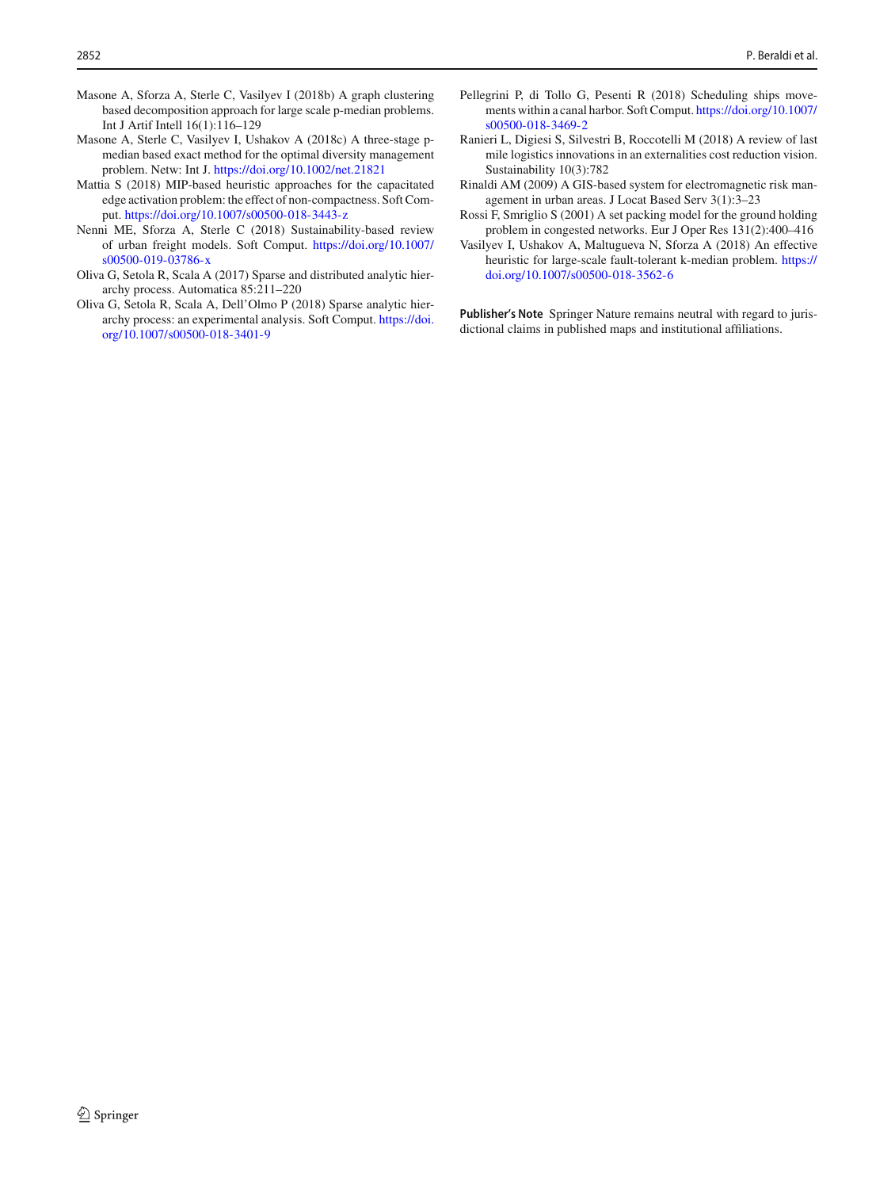Masone A, Sforza A, Sterle C, Vasilyev I (2018b) A graph clustering based decomposition approach for large scale p-median problems. Int J Artif Intell 16(1):116–129

Masone A, Sterle C, Vasilyev I, Ushakov A (2018c) A three-stage p-median based exact method for the optimal diversity management problem. Netw: Int J. https://doi.org/10.1002/net.21821

Mattia S (2018) MIP-based heuristic approaches for the capacitated edge activation problem: the effect of non-compactness. Soft Comput. https://doi.org/10.1007/s00500-018-3443-z

Nenni ME, Sforza A, Sterle C (2018) Sustainability-based review of urban freight models. Soft Comput. https://doi.org/10.1007/s00500-019-03786-x

Oliva G, Setola R, Scala A (2017) Sparse and distributed analytic hierarchy process. Automatica 85:211–220

Oliva G, Setola R, Scala A, Dell'Olmo P (2018) Sparse analytic hierarchy process: an experimental analysis. Soft Comput. https://doi.org/10.1007/s00500-018-3401-9

Pellegrini P, di Tollo G, Pesenti R (2018) Scheduling ships movements within a canal harbor. Soft Comput. https://doi.org/10.1007/s00500-018-3469-2

Ranieri L, Digiesi S, Silvestri B, Roccotelli M (2018) A review of last mile logistics innovations in an externalities cost reduction vision. Sustainability 10(3):782

Rinaldi AM (2009) A GIS-based system for electromagnetic risk management in urban areas. J Locat Based Serv 3(1):3–23

Rossi F, Smriglio S (2001) A set packing model for the ground holding problem in congested networks. Eur J Oper Res 131(2):400–416

Vasilyev I, Ushakov A, Maltugueva N, Sforza A (2018) An effective heuristic for large-scale fault-tolerant k-median problem. https://doi.org/10.1007/s00500-018-3562-6

**Publisher's Note** Springer Nature remains neutral with regard to jurisdictional claims in published maps and institutional affiliations.